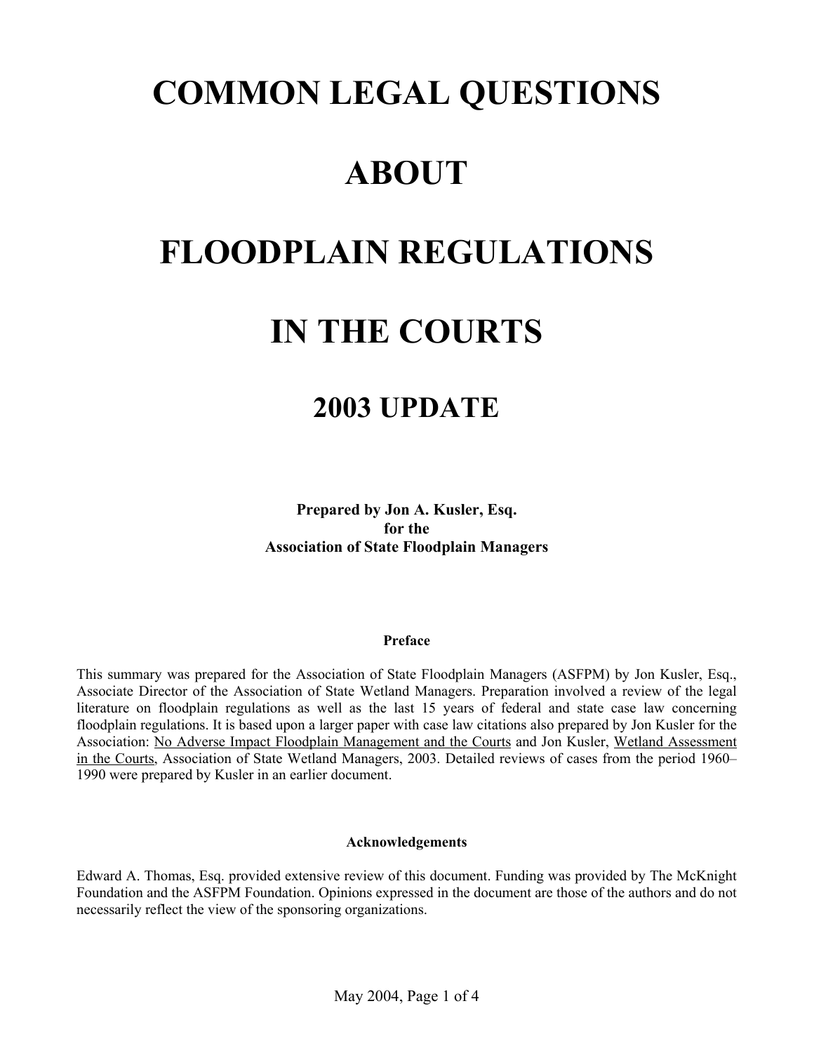# COMMON LEGAL QUESTIONS

# ABOUT

# FLOODPLAIN REGULATIONS

# IN THE COURTS

## 2003 UPDATE

**Prepared by Jon A. Kusler, Esq.**
**for the**
**Association of State Floodplain Managers**

#### Preface

This summary was prepared for the Association of State Floodplain Managers (ASFPM) by Jon Kusler, Esq., Associate Director of the Association of State Wetland Managers. Preparation involved a review of the legal literature on floodplain regulations as well as the last 15 years of federal and state case law concerning floodplain regulations. It is based upon a larger paper with case law citations also prepared by Jon Kusler for the Association: No Adverse Impact Floodplain Management and the Courts and Jon Kusler, Wetland Assessment in the Courts, Association of State Wetland Managers, 2003. Detailed reviews of cases from the period 1960–1990 were prepared by Kusler in an earlier document.

#### Acknowledgements

Edward A. Thomas, Esq. provided extensive review of this document. Funding was provided by The McKnight Foundation and the ASFPM Foundation. Opinions expressed in the document are those of the authors and do not necessarily reflect the view of the sponsoring organizations.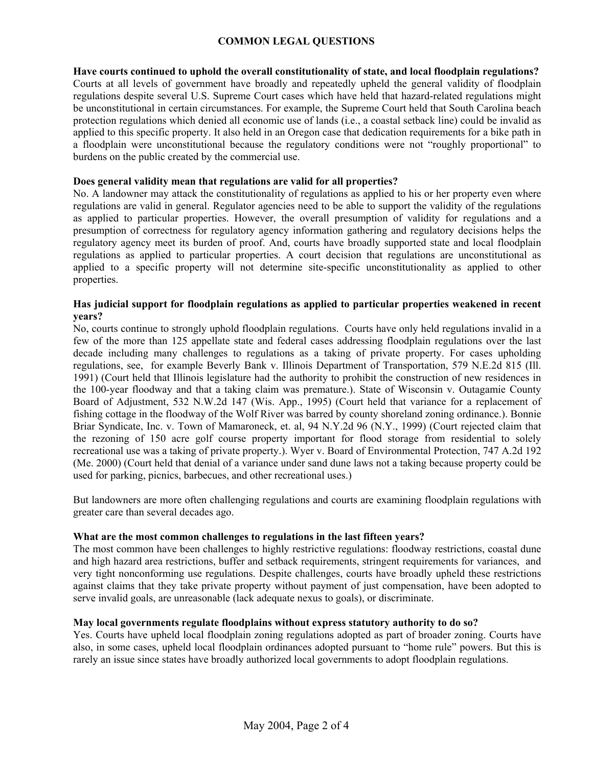## COMMON LEGAL QUESTIONS

**Have courts continued to uphold the overall constitutionality of state, and local floodplain regulations?**
Courts at all levels of government have broadly and repeatedly upheld the general validity of floodplain regulations despite several U.S. Supreme Court cases which have held that hazard-related regulations might be unconstitutional in certain circumstances. For example, the Supreme Court held that South Carolina beach protection regulations which denied all economic use of lands (i.e., a coastal setback line) could be invalid as applied to this specific property. It also held in an Oregon case that dedication requirements for a bike path in a floodplain were unconstitutional because the regulatory conditions were not "roughly proportional" to burdens on the public created by the commercial use.

**Does general validity mean that regulations are valid for all properties?**
No. A landowner may attack the constitutionality of regulations as applied to his or her property even where regulations are valid in general. Regulator agencies need to be able to support the validity of the regulations as applied to particular properties. However, the overall presumption of validity for regulations and a presumption of correctness for regulatory agency information gathering and regulatory decisions helps the regulatory agency meet its burden of proof. And, courts have broadly supported state and local floodplain regulations as applied to particular properties. A court decision that regulations are unconstitutional as applied to a specific property will not determine site-specific unconstitutionality as applied to other properties.

**Has judicial support for floodplain regulations as applied to particular properties weakened in recent years?**
No, courts continue to strongly uphold floodplain regulations. Courts have only held regulations invalid in a few of the more than 125 appellate state and federal cases addressing floodplain regulations over the last decade including many challenges to regulations as a taking of private property. For cases upholding regulations, see, for example Beverly Bank v. Illinois Department of Transportation, 579 N.E.2d 815 (Ill. 1991) (Court held that Illinois legislature had the authority to prohibit the construction of new residences in the 100-year floodway and that a taking claim was premature.). State of Wisconsin v. Outagamie County Board of Adjustment, 532 N.W.2d 147 (Wis. App., 1995) (Court held that variance for a replacement of fishing cottage in the floodway of the Wolf River was barred by county shoreland zoning ordinance.). Bonnie Briar Syndicate, Inc. v. Town of Mamaroneck, et. al, 94 N.Y.2d 96 (N.Y., 1999) (Court rejected claim that the rezoning of 150 acre golf course property important for flood storage from residential to solely recreational use was a taking of private property.). Wyer v. Board of Environmental Protection, 747 A.2d 192 (Me. 2000) (Court held that denial of a variance under sand dune laws not a taking because property could be used for parking, picnics, barbecues, and other recreational uses.)

But landowners are more often challenging regulations and courts are examining floodplain regulations with greater care than several decades ago.

**What are the most common challenges to regulations in the last fifteen years?**
The most common have been challenges to highly restrictive regulations: floodway restrictions, coastal dune and high hazard area restrictions, buffer and setback requirements, stringent requirements for variances, and very tight nonconforming use regulations. Despite challenges, courts have broadly upheld these restrictions against claims that they take private property without payment of just compensation, have been adopted to serve invalid goals, are unreasonable (lack adequate nexus to goals), or discriminate.

**May local governments regulate floodplains without express statutory authority to do so?**
Yes. Courts have upheld local floodplain zoning regulations adopted as part of broader zoning. Courts have also, in some cases, upheld local floodplain ordinances adopted pursuant to "home rule" powers. But this is rarely an issue since states have broadly authorized local governments to adopt floodplain regulations.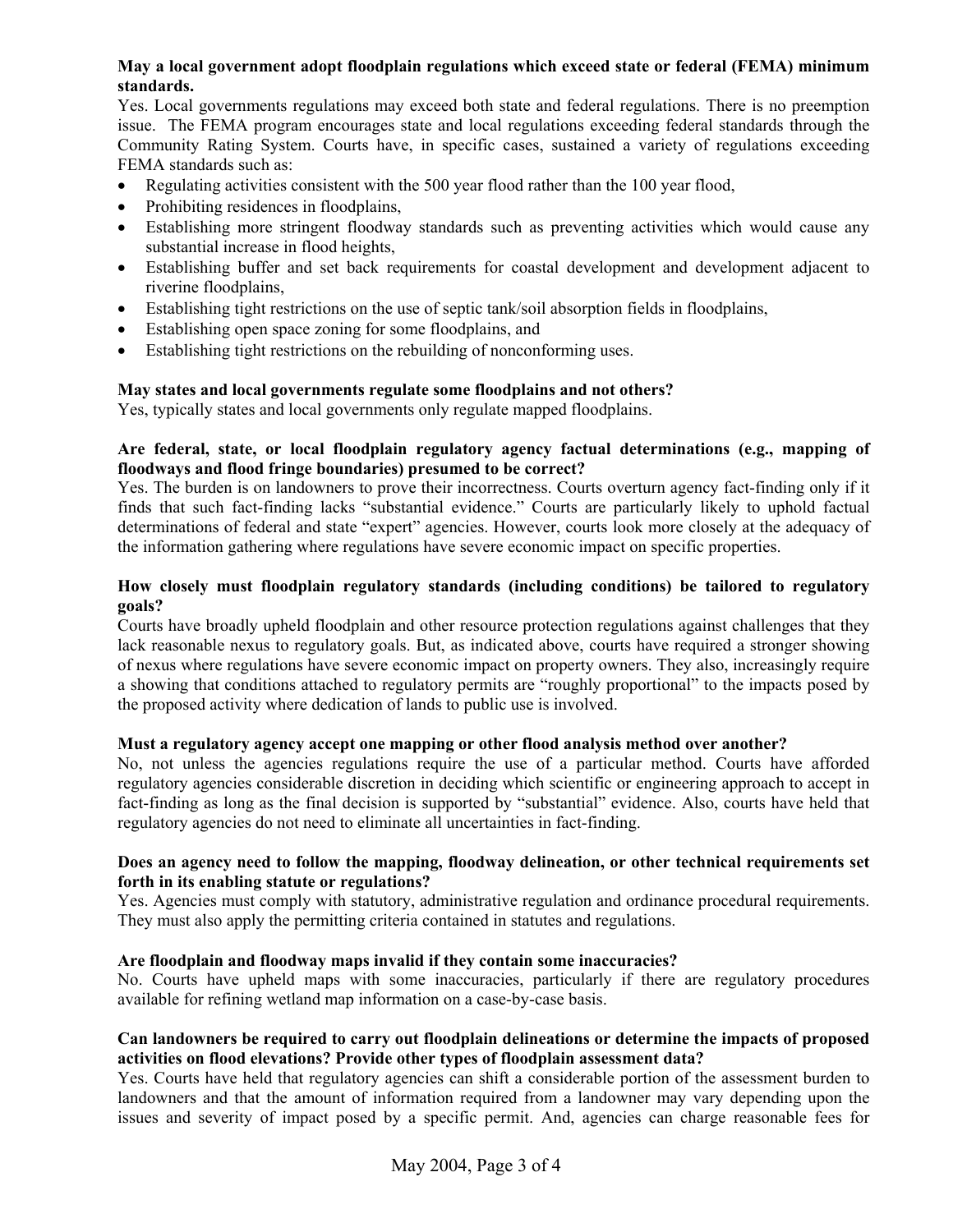**May a local government adopt floodplain regulations which exceed state or federal (FEMA) minimum standards.**

Yes. Local governments regulations may exceed both state and federal regulations. There is no preemption issue. The FEMA program encourages state and local regulations exceeding federal standards through the Community Rating System. Courts have, in specific cases, sustained a variety of regulations exceeding FEMA standards such as:

- Regulating activities consistent with the 500 year flood rather than the 100 year flood,
- Prohibiting residences in floodplains,
- Establishing more stringent floodway standards such as preventing activities which would cause any substantial increase in flood heights,
- Establishing buffer and set back requirements for coastal development and development adjacent to riverine floodplains,
- Establishing tight restrictions on the use of septic tank/soil absorption fields in floodplains,
- Establishing open space zoning for some floodplains, and
- Establishing tight restrictions on the rebuilding of nonconforming uses.

**May states and local governments regulate some floodplains and not others?**

Yes, typically states and local governments only regulate mapped floodplains.

**Are federal, state, or local floodplain regulatory agency factual determinations (e.g., mapping of floodways and flood fringe boundaries) presumed to be correct?**

Yes. The burden is on landowners to prove their incorrectness. Courts overturn agency fact-finding only if it finds that such fact-finding lacks "substantial evidence." Courts are particularly likely to uphold factual determinations of federal and state "expert" agencies. However, courts look more closely at the adequacy of the information gathering where regulations have severe economic impact on specific properties.

**How closely must floodplain regulatory standards (including conditions) be tailored to regulatory goals?**

Courts have broadly upheld floodplain and other resource protection regulations against challenges that they lack reasonable nexus to regulatory goals. But, as indicated above, courts have required a stronger showing of nexus where regulations have severe economic impact on property owners. They also, increasingly require a showing that conditions attached to regulatory permits are "roughly proportional" to the impacts posed by the proposed activity where dedication of lands to public use is involved.

**Must a regulatory agency accept one mapping or other flood analysis method over another?**

No, not unless the agencies regulations require the use of a particular method. Courts have afforded regulatory agencies considerable discretion in deciding which scientific or engineering approach to accept in fact-finding as long as the final decision is supported by "substantial" evidence. Also, courts have held that regulatory agencies do not need to eliminate all uncertainties in fact-finding.

**Does an agency need to follow the mapping, floodway delineation, or other technical requirements set forth in its enabling statute or regulations?**

Yes. Agencies must comply with statutory, administrative regulation and ordinance procedural requirements. They must also apply the permitting criteria contained in statutes and regulations.

**Are floodplain and floodway maps invalid if they contain some inaccuracies?**

No. Courts have upheld maps with some inaccuracies, particularly if there are regulatory procedures available for refining wetland map information on a case-by-case basis.

**Can landowners be required to carry out floodplain delineations or determine the impacts of proposed activities on flood elevations? Provide other types of floodplain assessment data?**

Yes. Courts have held that regulatory agencies can shift a considerable portion of the assessment burden to landowners and that the amount of information required from a landowner may vary depending upon the issues and severity of impact posed by a specific permit. And, agencies can charge reasonable fees for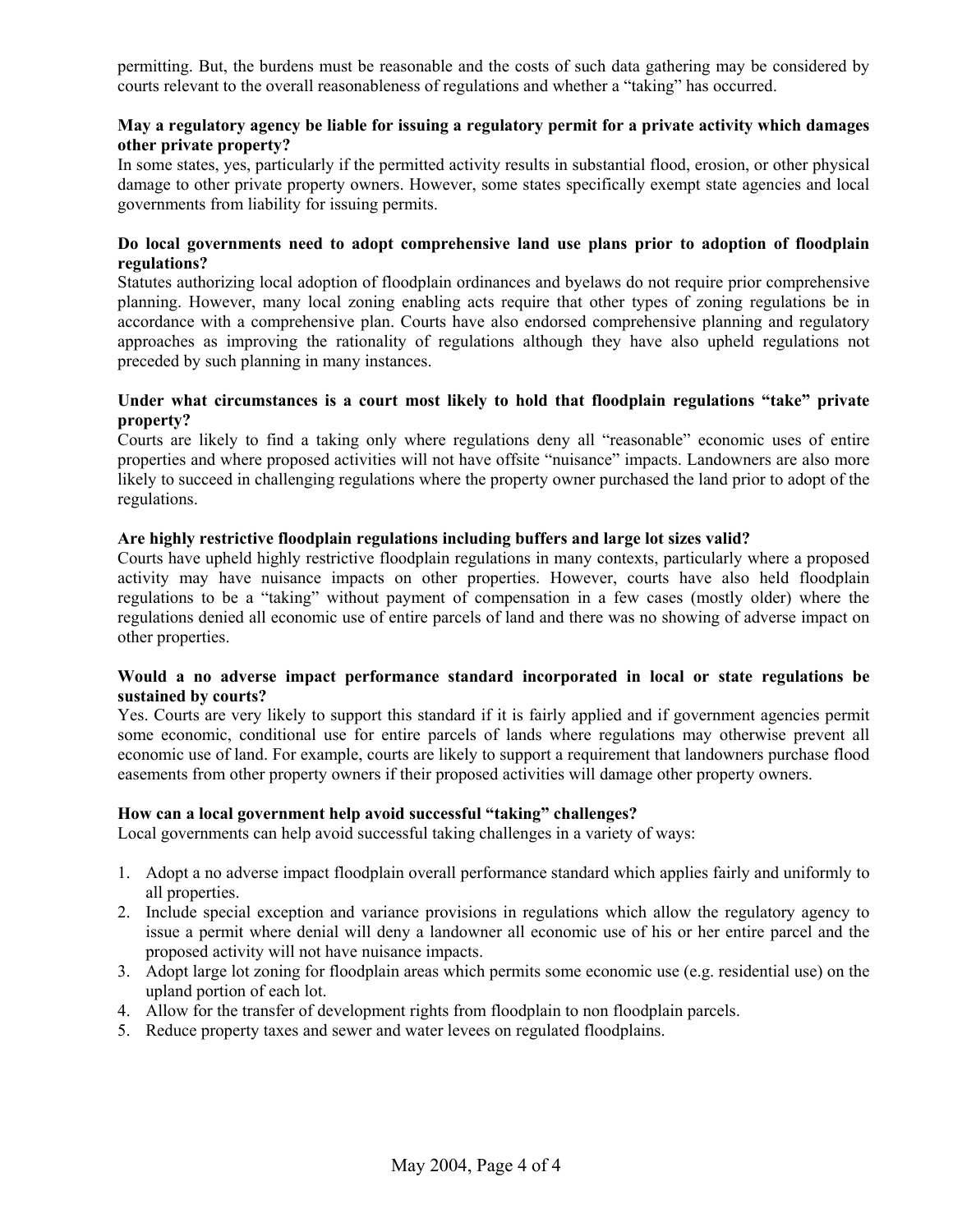permitting. But, the burdens must be reasonable and the costs of such data gathering may be considered by courts relevant to the overall reasonableness of regulations and whether a "taking" has occurred.

**May a regulatory agency be liable for issuing a regulatory permit for a private activity which damages other private property?**

In some states, yes, particularly if the permitted activity results in substantial flood, erosion, or other physical damage to other private property owners. However, some states specifically exempt state agencies and local governments from liability for issuing permits.

**Do local governments need to adopt comprehensive land use plans prior to adoption of floodplain regulations?**

Statutes authorizing local adoption of floodplain ordinances and byelaws do not require prior comprehensive planning. However, many local zoning enabling acts require that other types of zoning regulations be in accordance with a comprehensive plan. Courts have also endorsed comprehensive planning and regulatory approaches as improving the rationality of regulations although they have also upheld regulations not preceded by such planning in many instances.

**Under what circumstances is a court most likely to hold that floodplain regulations "take" private property?**

Courts are likely to find a taking only where regulations deny all "reasonable" economic uses of entire properties and where proposed activities will not have offsite "nuisance" impacts. Landowners are also more likely to succeed in challenging regulations where the property owner purchased the land prior to adopt of the regulations.

**Are highly restrictive floodplain regulations including buffers and large lot sizes valid?**

Courts have upheld highly restrictive floodplain regulations in many contexts, particularly where a proposed activity may have nuisance impacts on other properties. However, courts have also held floodplain regulations to be a "taking" without payment of compensation in a few cases (mostly older) where the regulations denied all economic use of entire parcels of land and there was no showing of adverse impact on other properties.

**Would a no adverse impact performance standard incorporated in local or state regulations be sustained by courts?**

Yes. Courts are very likely to support this standard if it is fairly applied and if government agencies permit some economic, conditional use for entire parcels of lands where regulations may otherwise prevent all economic use of land. For example, courts are likely to support a requirement that landowners purchase flood easements from other property owners if their proposed activities will damage other property owners.

**How can a local government help avoid successful "taking" challenges?**

Local governments can help avoid successful taking challenges in a variety of ways:

1. Adopt a no adverse impact floodplain overall performance standard which applies fairly and uniformly to all properties.
2. Include special exception and variance provisions in regulations which allow the regulatory agency to issue a permit where denial will deny a landowner all economic use of his or her entire parcel and the proposed activity will not have nuisance impacts.
3. Adopt large lot zoning for floodplain areas which permits some economic use (e.g. residential use) on the upland portion of each lot.
4. Allow for the transfer of development rights from floodplain to non floodplain parcels.
5. Reduce property taxes and sewer and water levees on regulated floodplains.